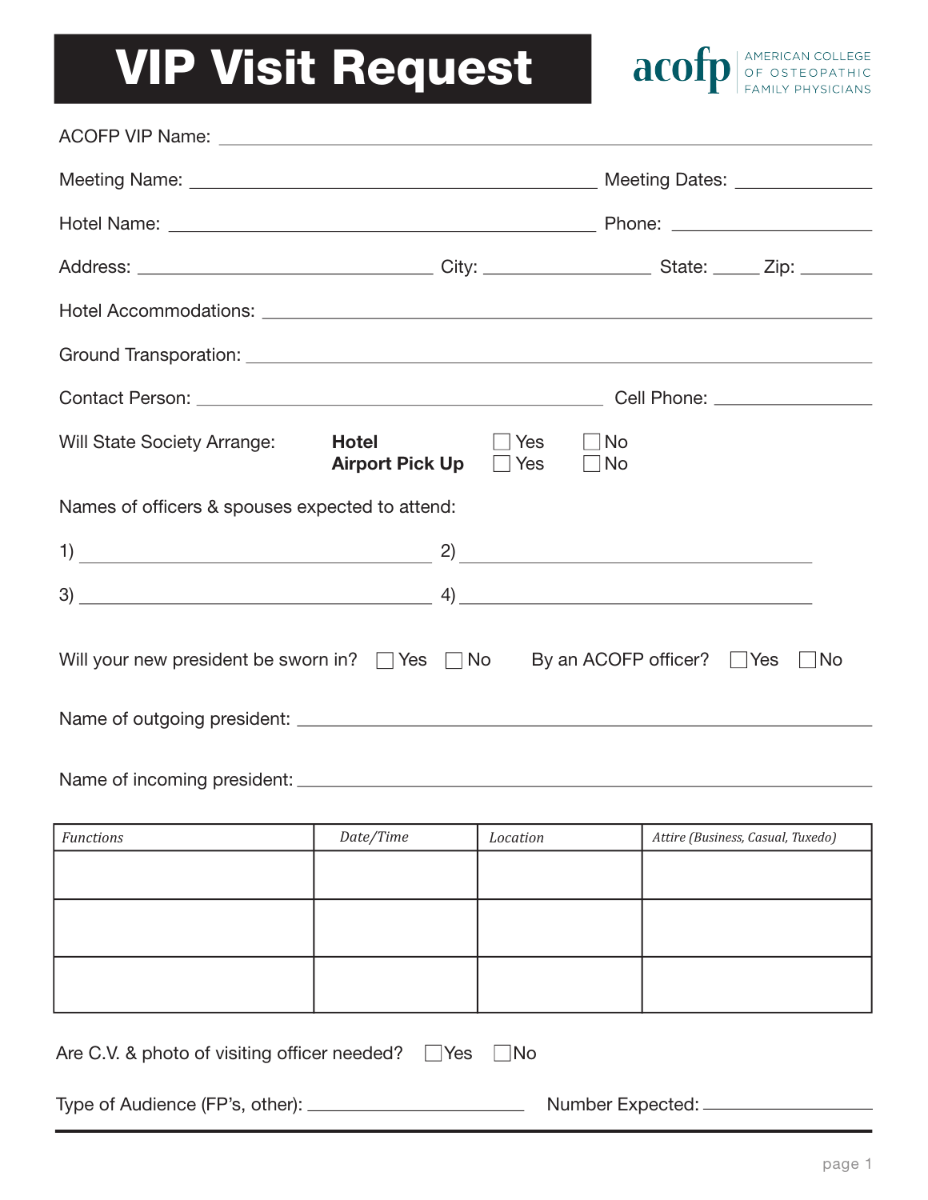# VIP Visit Request

acofp AMERICAN COLLEGE OF OSTEOPATHIC FAMILY PHYSICIANS

ACOFP VIP Name: ____________________________________________

Meeting Name: ______________________________ Meeting Dates: ____________

Hotel Name: ______________________________ Phone: ____________

Address: ____________________ City: ____________ State: _____ Zip: _______

Hotel Accommodations: ____________________________________________

Ground Transporation: ____________________________________________

Contact Person: ______________________________ Cell Phone: ____________

Will State Society Arrange:

- **Hotel** ☐ Yes ☐ No
- **Airport Pick Up** ☐ Yes ☐ No

Names of officers & spouses expected to attend:

1) ______________________ 2) ______________________

3) ______________________ 4) ______________________

Will your new president be sworn in? ☐ Yes ☐ No By an ACOFP officer? ☐ Yes ☐ No

Name of outgoing president: ____________________________________________

Name of incoming president: ____________________________________________

| *Functions* | *Date/Time* | *Location* | *Attire (Business, Casual, Tuxedo)* |
|---|---|---|---|
| | | | |
| | | | |
| | | | |

Are C.V. & photo of visiting officer needed? ☐ Yes ☐ No

Type of Audience (FP's, other): ____________________ Number Expected: ____________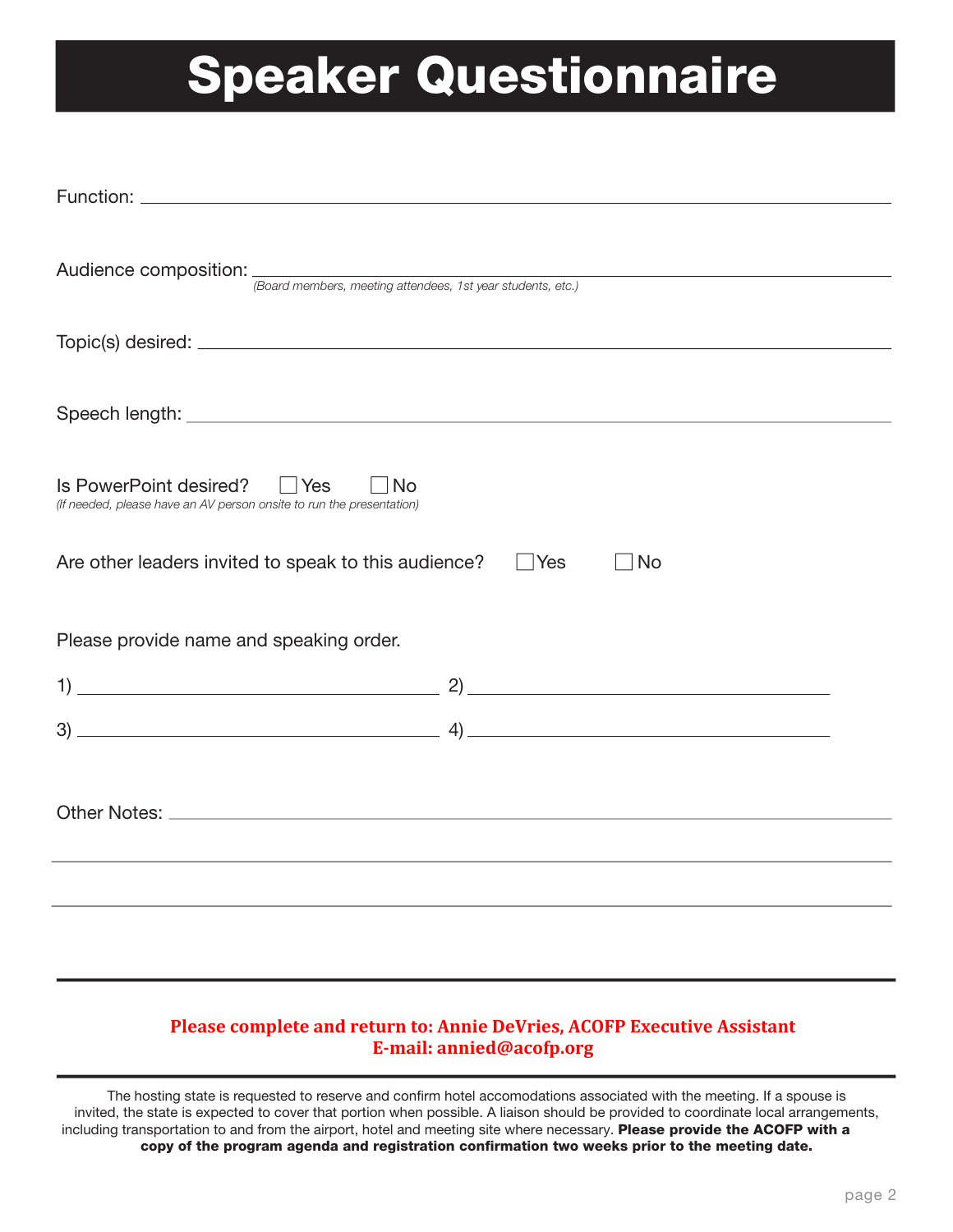# Speaker Questionnaire

Function: \_\_\_\_\_\_\_\_\_\_\_\_\_\_\_\_\_\_\_\_\_\_\_\_\_\_\_\_\_\_\_\_\_\_\_\_\_\_\_\_

Audience composition: \_\_\_\_\_\_\_\_\_\_\_\_\_\_\_\_\_\_\_\_\_\_\_\_\_\_\_\_\_\_\_\_\_\_\_\_\_\_\_\_
*(Board members, meeting attendees, 1st year students, etc.)*

Topic(s) desired: \_\_\_\_\_\_\_\_\_\_\_\_\_\_\_\_\_\_\_\_\_\_\_\_\_\_\_\_\_\_\_\_\_\_\_\_\_\_\_\_

Speech length: \_\_\_\_\_\_\_\_\_\_\_\_\_\_\_\_\_\_\_\_\_\_\_\_\_\_\_\_\_\_\_\_\_\_\_\_\_\_\_\_

Is PowerPoint desired? ☐ Yes ☐ No
*(If needed, please have an AV person onsite to run the presentation)*

Are other leaders invited to speak to this audience? ☐ Yes ☐ No

Please provide name and speaking order.

1) \_\_\_\_\_\_\_\_\_\_\_\_\_\_\_\_\_\_\_\_ 2) \_\_\_\_\_\_\_\_\_\_\_\_\_\_\_\_\_\_\_\_

3) \_\_\_\_\_\_\_\_\_\_\_\_\_\_\_\_\_\_\_\_ 4) \_\_\_\_\_\_\_\_\_\_\_\_\_\_\_\_\_\_\_\_

Other Notes: \_\_\_\_\_\_\_\_\_\_\_\_\_\_\_\_\_\_\_\_\_\_\_\_\_\_\_\_\_\_\_\_\_\_\_\_\_\_\_\_

\_\_\_\_\_\_\_\_\_\_\_\_\_\_\_\_\_\_\_\_\_\_\_\_\_\_\_\_\_\_\_\_\_\_\_\_\_\_\_\_

\_\_\_\_\_\_\_\_\_\_\_\_\_\_\_\_\_\_\_\_\_\_\_\_\_\_\_\_\_\_\_\_\_\_\_\_\_\_\_\_

---

**Please complete and return to: Annie DeVries, ACOFP Executive Assistant**
**E-mail: annied@acofp.org**

---

The hosting state is requested to reserve and confirm hotel accomodations associated with the meeting. If a spouse is invited, the state is expected to cover that portion when possible. A liaison should be provided to coordinate local arrangements, including transportation to and from the airport, hotel and meeting site where necessary. **Please provide the ACOFP with a copy of the program agenda and registration confirmation two weeks prior to the meeting date.**